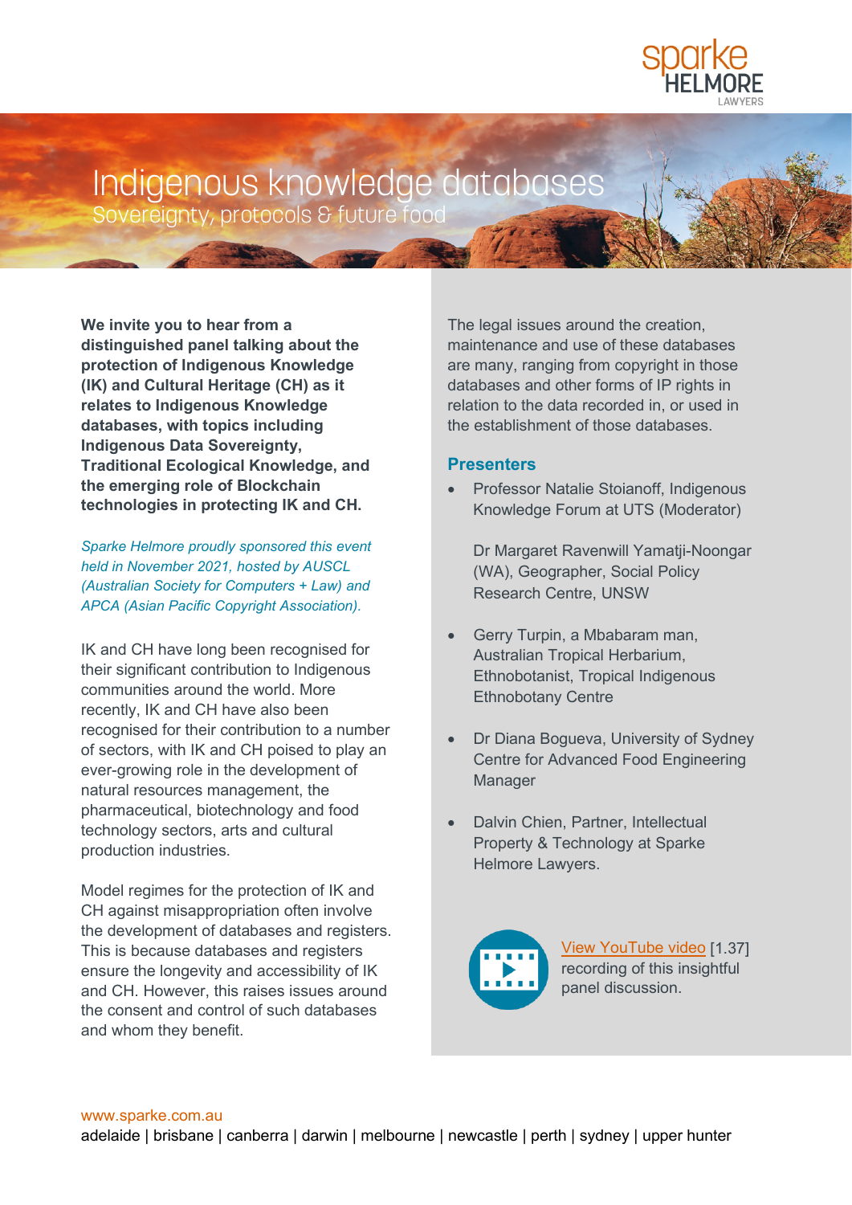# Indigenous knowledge databases

## Sovereignty, protocols & future food

**We invite you to hear from a distinguished panel talking about the protection of Indigenous Knowledge (IK) and Cultural Heritage (CH) as it relates to Indigenous Knowledge databases, with topics including Indigenous Data Sovereignty, Traditional Ecological Knowledge, and the emerging role of Blockchain technologies in protecting IK and CH.**

*Sparke Helmore proudly sponsored this event held in November 2021, hosted by AUSCL (Australian Society for Computers + Law) and APCA (Asian Pacific Copyright Association).*

IK and CH have long been recognised for their significant contribution to Indigenous communities around the world. More recently, IK and CH have also been recognised for their contribution to a number of sectors, with IK and CH poised to play an ever-growing role in the development of natural resources management, the pharmaceutical, biotechnology and food technology sectors, arts and cultural production industries.

Model regimes for the protection of IK and CH against misappropriation often involve the development of databases and registers. This is because databases and registers ensure the longevity and accessibility of IK and CH. However, this raises issues around the consent and control of such databases and whom they benefit.

The legal issues around the creation, maintenance and use of these databases are many, ranging from copyright in those databases and other forms of IP rights in relation to the data recorded in, or used in the establishment of those databases.

### Presenters

- Professor Natalie Stoianoff, Indigenous Knowledge Forum at UTS (Moderator)

  Dr Margaret Ravenwill Yamatji-Noongar (WA), Geographer, Social Policy Research Centre, UNSW

- Gerry Turpin, a Mbabaram man, Australian Tropical Herbarium, Ethnobotanist, Tropical Indigenous Ethnobotany Centre

- Dr Diana Bogueva, University of Sydney Centre for Advanced Food Engineering Manager

- Dalvin Chien, Partner, Intellectual Property & Technology at Sparke Helmore Lawyers.

View YouTube video [1.37] recording of this insightful panel discussion.

www.sparke.com.au

adelaide | brisbane | canberra | darwin | melbourne | newcastle | perth | sydney | upper hunter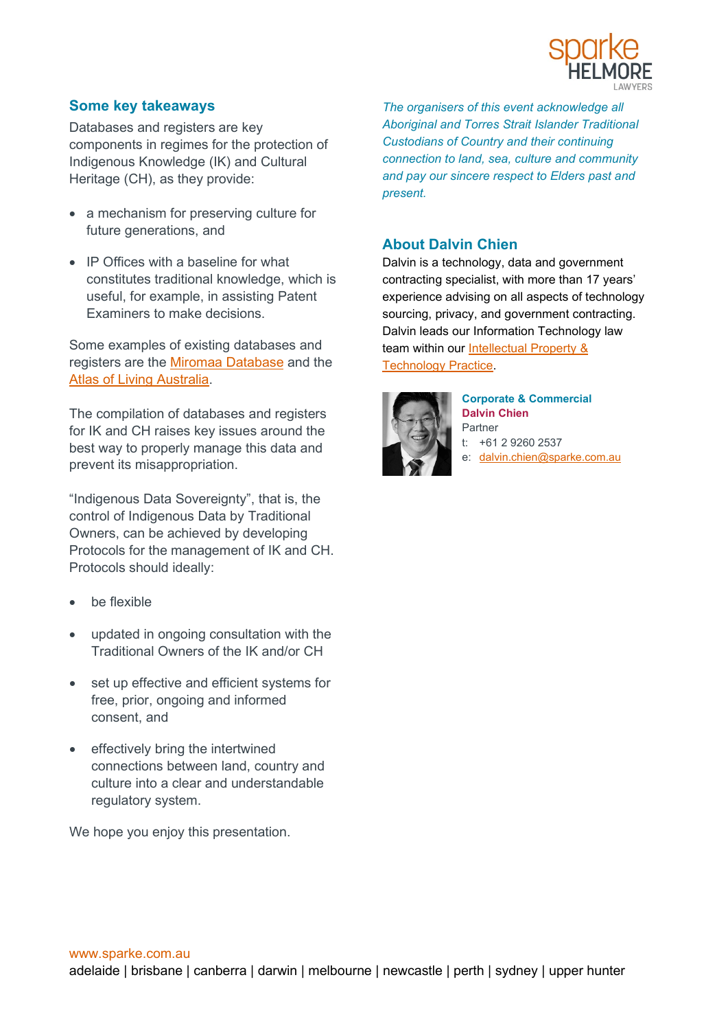## Some key takeaways

Databases and registers are key components in regimes for the protection of Indigenous Knowledge (IK) and Cultural Heritage (CH), as they provide:

- a mechanism for preserving culture for future generations, and
- IP Offices with a baseline for what constitutes traditional knowledge, which is useful, for example, in assisting Patent Examiners to make decisions.

Some examples of existing databases and registers are the Miromaa Database and the Atlas of Living Australia.

The compilation of databases and registers for IK and CH raises key issues around the best way to properly manage this data and prevent its misappropriation.

"Indigenous Data Sovereignty", that is, the control of Indigenous Data by Traditional Owners, can be achieved by developing Protocols for the management of IK and CH. Protocols should ideally:

- be flexible
- updated in ongoing consultation with the Traditional Owners of the IK and/or CH
- set up effective and efficient systems for free, prior, ongoing and informed consent, and
- effectively bring the intertwined connections between land, country and culture into a clear and understandable regulatory system.

We hope you enjoy this presentation.

*The organisers of this event acknowledge all Aboriginal and Torres Strait Islander Traditional Custodians of Country and their continuing connection to land, sea, culture and community and pay our sincere respect to Elders past and present.*

## About Dalvin Chien

Dalvin is a technology, data and government contracting specialist, with more than 17 years' experience advising on all aspects of technology sourcing, privacy, and government contracting. Dalvin leads our Information Technology law team within our Intellectual Property & Technology Practice.

**Corporate & Commercial**
**Dalvin Chien**
Partner
t: +61 2 9260 2537
e: dalvin.chien@sparke.com.au

www.sparke.com.au
adelaide | brisbane | canberra | darwin | melbourne | newcastle | perth | sydney | upper hunter